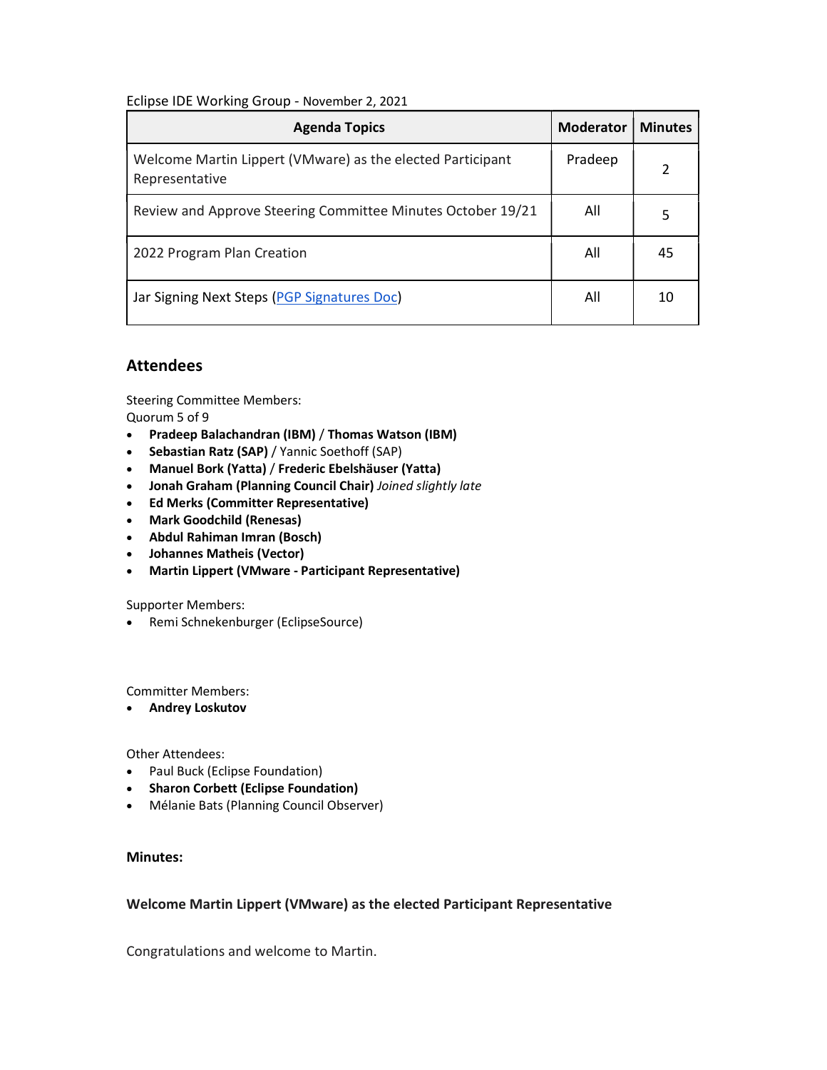Eclipse IDE Working Group - November 2, 2021

| Agenda Topics | Moderator | Minutes |
|---|---|---|
| Welcome Martin Lippert (VMware) as the elected Participant Representative | Pradeep | 2 |
| Review and Approve Steering Committee Minutes October 19/21 | All | 5 |
| 2022 Program Plan Creation | All | 45 |
| Jar Signing Next Steps (PGP Signatures Doc) | All | 10 |

## Attendees

Steering Committee Members:
Quorum 5 of 9

- **Pradeep Balachandran (IBM)** / **Thomas Watson (IBM)**
- **Sebastian Ratz (SAP)** / Yannic Soethoff (SAP)
- **Manuel Bork (Yatta)** / **Frederic Ebelshäuser (Yatta)**
- **Jonah Graham (Planning Council Chair)** *Joined slightly late*
- **Ed Merks (Committer Representative)**
- **Mark Goodchild (Renesas)**
- **Abdul Rahiman Imran (Bosch)**
- **Johannes Matheis (Vector)**
- **Martin Lippert (VMware - Participant Representative)**

Supporter Members:

- Remi Schnekenburger (EclipseSource)

Committer Members:

- **Andrey Loskutov**

Other Attendees:

- Paul Buck (Eclipse Foundation)
- **Sharon Corbett (Eclipse Foundation)**
- Mélanie Bats (Planning Council Observer)

### Minutes:

#### Welcome Martin Lippert (VMware) as the elected Participant Representative

Congratulations and welcome to Martin.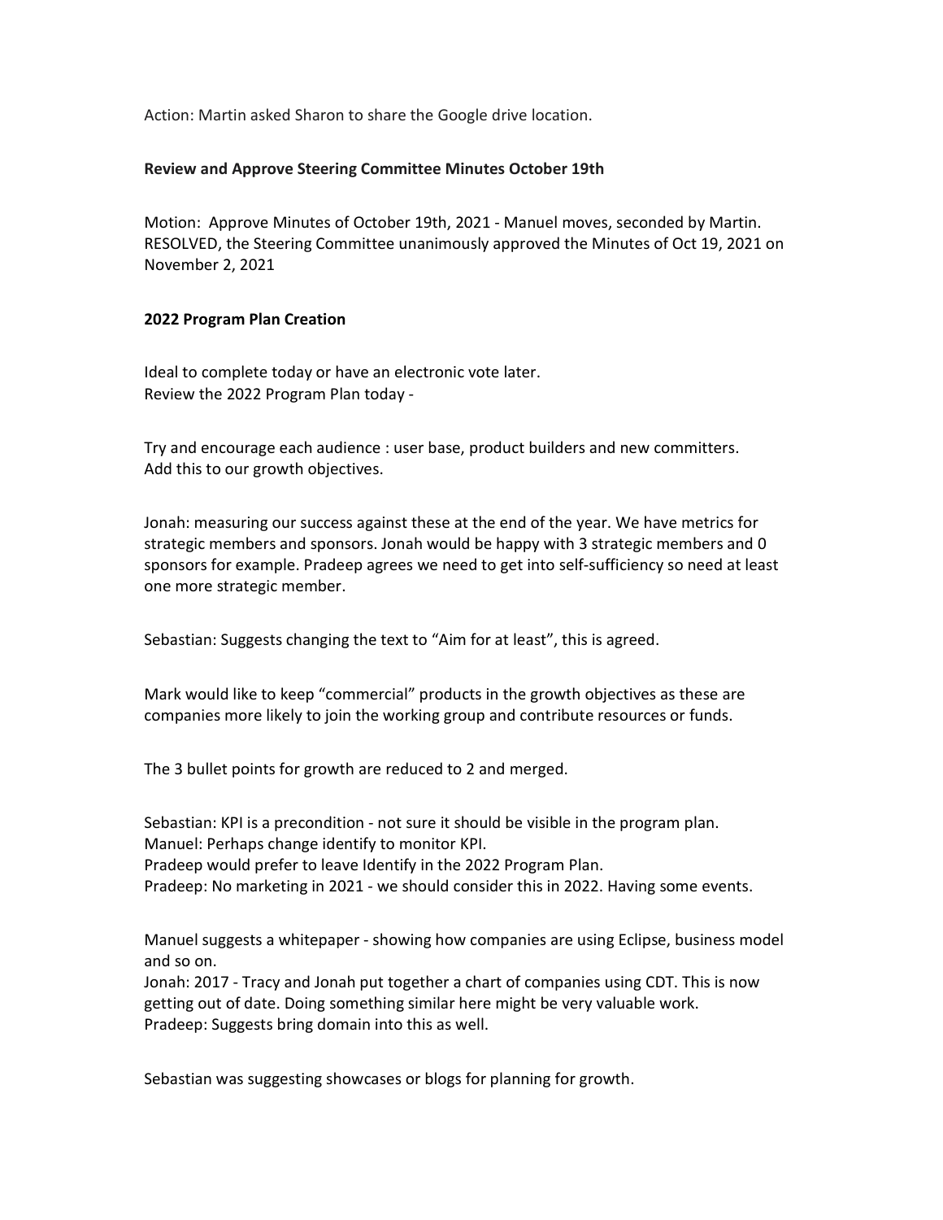Action: Martin asked Sharon to share the Google drive location.

**Review and Approve Steering Committee Minutes October 19th**

Motion: Approve Minutes of October 19th, 2021 - Manuel moves, seconded by Martin. RESOLVED, the Steering Committee unanimously approved the Minutes of Oct 19, 2021 on November 2, 2021

**2022 Program Plan Creation**

Ideal to complete today or have an electronic vote later.
Review the 2022 Program Plan today -

Try and encourage each audience : user base, product builders and new committers.
Add this to our growth objectives.

Jonah: measuring our success against these at the end of the year. We have metrics for strategic members and sponsors. Jonah would be happy with 3 strategic members and 0 sponsors for example. Pradeep agrees we need to get into self-sufficiency so need at least one more strategic member.

Sebastian: Suggests changing the text to "Aim for at least", this is agreed.

Mark would like to keep "commercial" products in the growth objectives as these are companies more likely to join the working group and contribute resources or funds.

The 3 bullet points for growth are reduced to 2 and merged.

Sebastian: KPI is a precondition - not sure it should be visible in the program plan.
Manuel: Perhaps change identify to monitor KPI.
Pradeep would prefer to leave Identify in the 2022 Program Plan.
Pradeep: No marketing in 2021 - we should consider this in 2022. Having some events.

Manuel suggests a whitepaper - showing how companies are using Eclipse, business model and so on.
Jonah: 2017 - Tracy and Jonah put together a chart of companies using CDT. This is now getting out of date. Doing something similar here might be very valuable work.
Pradeep: Suggests bring domain into this as well.

Sebastian was suggesting showcases or blogs for planning for growth.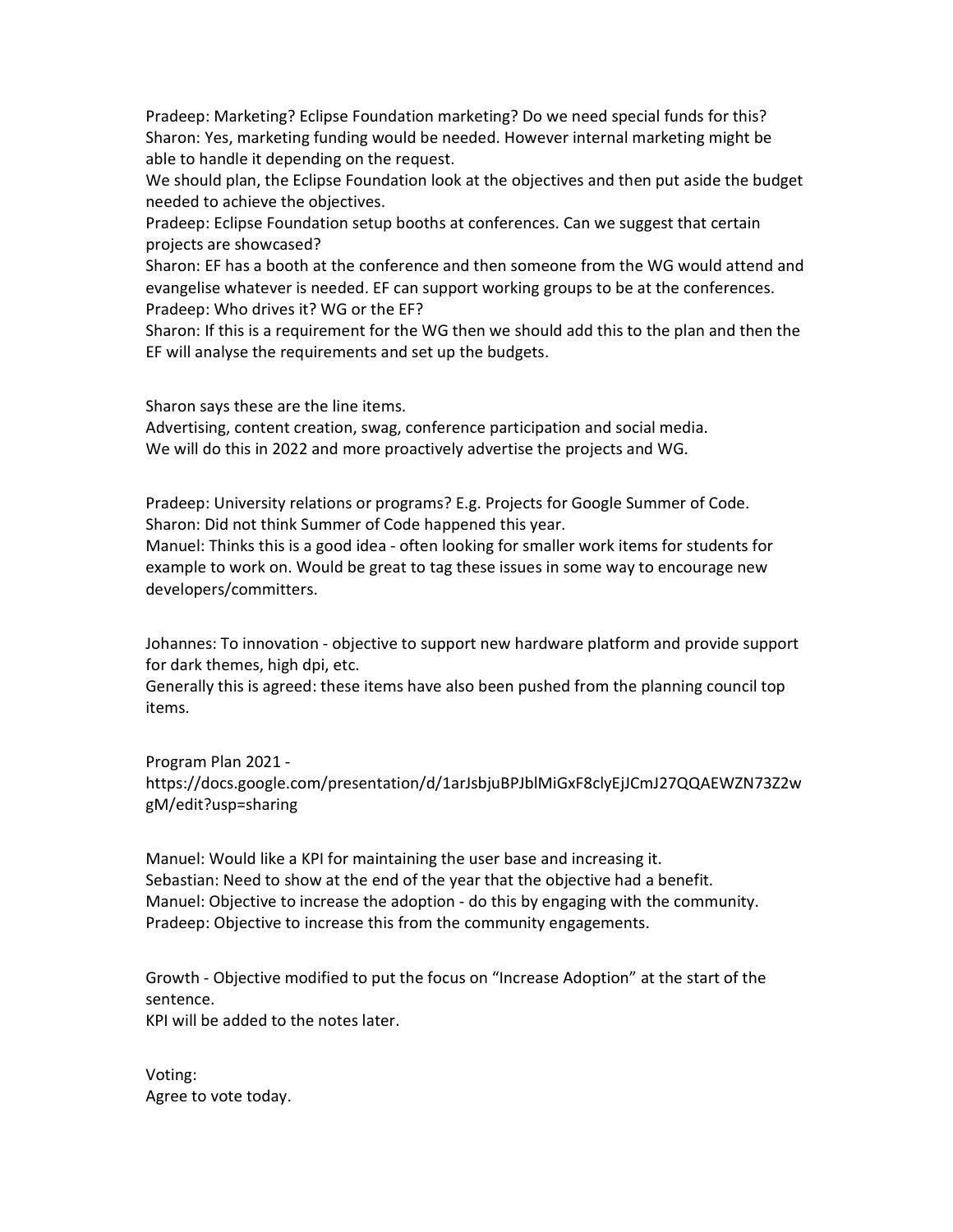Pradeep: Marketing? Eclipse Foundation marketing? Do we need special funds for this?
Sharon: Yes, marketing funding would be needed. However internal marketing might be able to handle it depending on the request.
We should plan, the Eclipse Foundation look at the objectives and then put aside the budget needed to achieve the objectives.
Pradeep: Eclipse Foundation setup booths at conferences. Can we suggest that certain projects are showcased?
Sharon: EF has a booth at the conference and then someone from the WG would attend and evangelise whatever is needed. EF can support working groups to be at the conferences.
Pradeep: Who drives it? WG or the EF?
Sharon: If this is a requirement for the WG then we should add this to the plan and then the EF will analyse the requirements and set up the budgets.

Sharon says these are the line items.
Advertising, content creation, swag, conference participation and social media.
We will do this in 2022 and more proactively advertise the projects and WG.

Pradeep: University relations or programs? E.g. Projects for Google Summer of Code.
Sharon: Did not think Summer of Code happened this year.
Manuel: Thinks this is a good idea - often looking for smaller work items for students for example to work on. Would be great to tag these issues in some way to encourage new developers/committers.

Johannes: To innovation - objective to support new hardware platform and provide support for dark themes, high dpi, etc.
Generally this is agreed: these items have also been pushed from the planning council top items.

Program Plan 2021 - https://docs.google.com/presentation/d/1arJsbjuBPJblMiGxF8clyEjJCmJ27QQAEWZN73Z2wgM/edit?usp=sharing

Manuel: Would like a KPI for maintaining the user base and increasing it.
Sebastian: Need to show at the end of the year that the objective had a benefit.
Manuel: Objective to increase the adoption - do this by engaging with the community.
Pradeep: Objective to increase this from the community engagements.

Growth - Objective modified to put the focus on "Increase Adoption" at the start of the sentence.
KPI will be added to the notes later.

Voting:
Agree to vote today.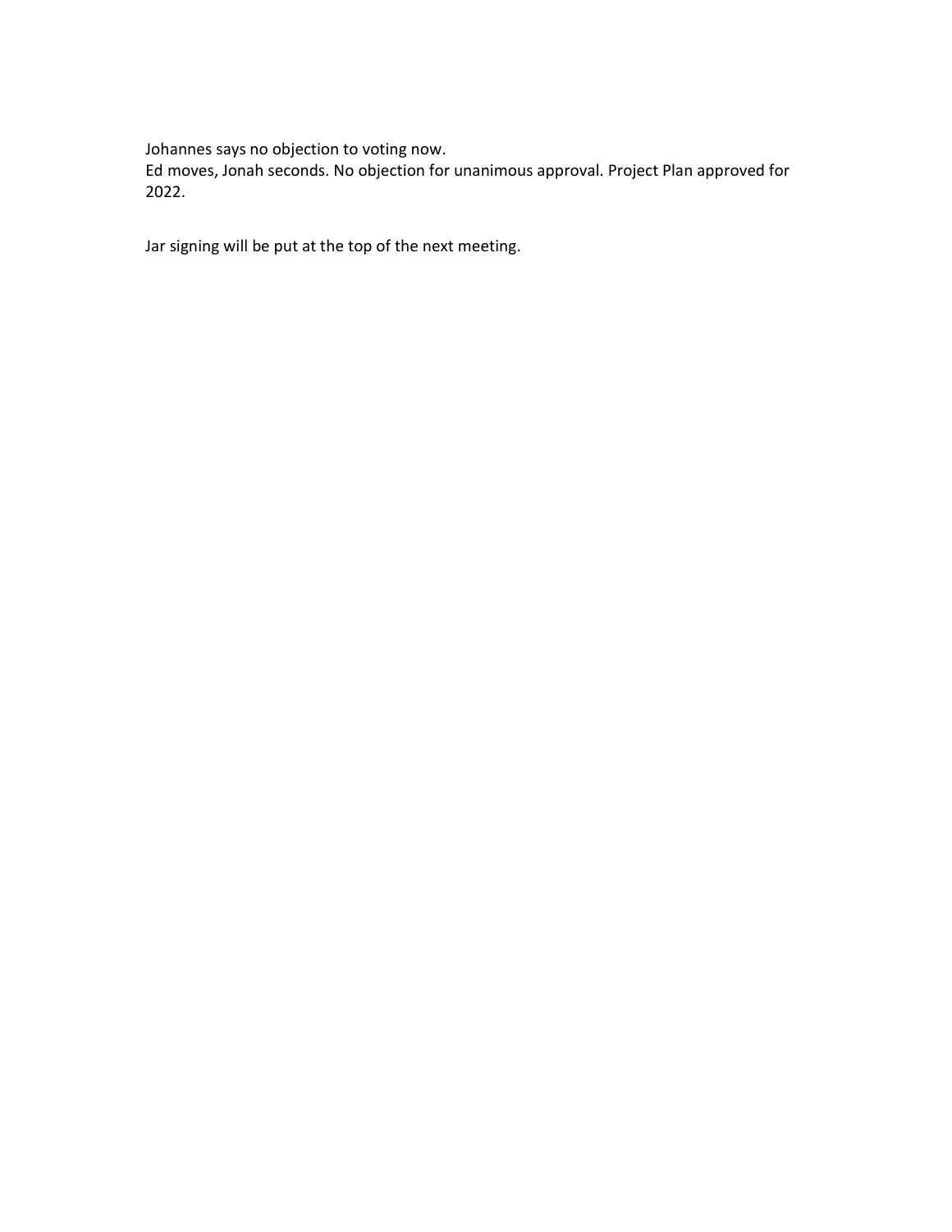Johannes says no objection to voting now.
Ed moves, Jonah seconds. No objection for unanimous approval. Project Plan approved for 2022.

Jar signing will be put at the top of the next meeting.